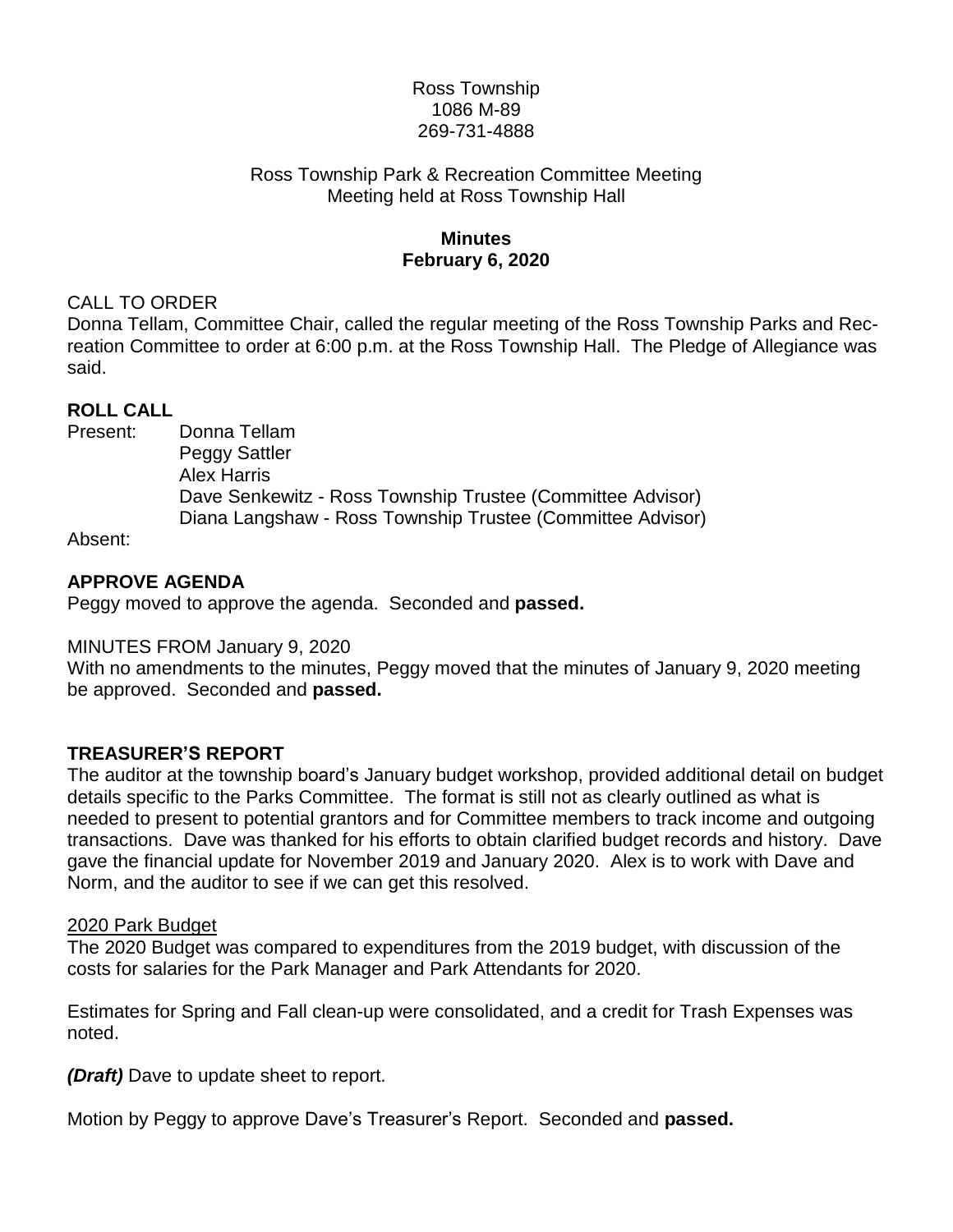Ross Township
1086 M-89
269-731-4888

Ross Township Park & Recreation Committee Meeting
Meeting held at Ross Township Hall

**Minutes**
**February 6, 2020**

CALL TO ORDER

Donna Tellam, Committee Chair, called the regular meeting of the Ross Township Parks and Recreation Committee to order at 6:00 p.m. at the Ross Township Hall. The Pledge of Allegiance was said.

**ROLL CALL**

Present:
- Donna Tellam
- Peggy Sattler
- Alex Harris
- Dave Senkewitz - Ross Township Trustee (Committee Advisor)
- Diana Langshaw - Ross Township Trustee (Committee Advisor)

Absent:

**APPROVE AGENDA**

Peggy moved to approve the agenda. Seconded and **passed.**

MINUTES FROM January 9, 2020

With no amendments to the minutes, Peggy moved that the minutes of January 9, 2020 meeting be approved. Seconded and **passed.**

**TREASURER'S REPORT**

The auditor at the township board's January budget workshop, provided additional detail on budget details specific to the Parks Committee. The format is still not as clearly outlined as what is needed to present to potential grantors and for Committee members to track income and outgoing transactions. Dave was thanked for his efforts to obtain clarified budget records and history. Dave gave the financial update for November 2019 and January 2020. Alex is to work with Dave and Norm, and the auditor to see if we can get this resolved.

2020 Park Budget

The 2020 Budget was compared to expenditures from the 2019 budget, with discussion of the costs for salaries for the Park Manager and Park Attendants for 2020.

Estimates for Spring and Fall clean-up were consolidated, and a credit for Trash Expenses was noted.

***(Draft)*** Dave to update sheet to report.

Motion by Peggy to approve Dave's Treasurer's Report. Seconded and **passed.**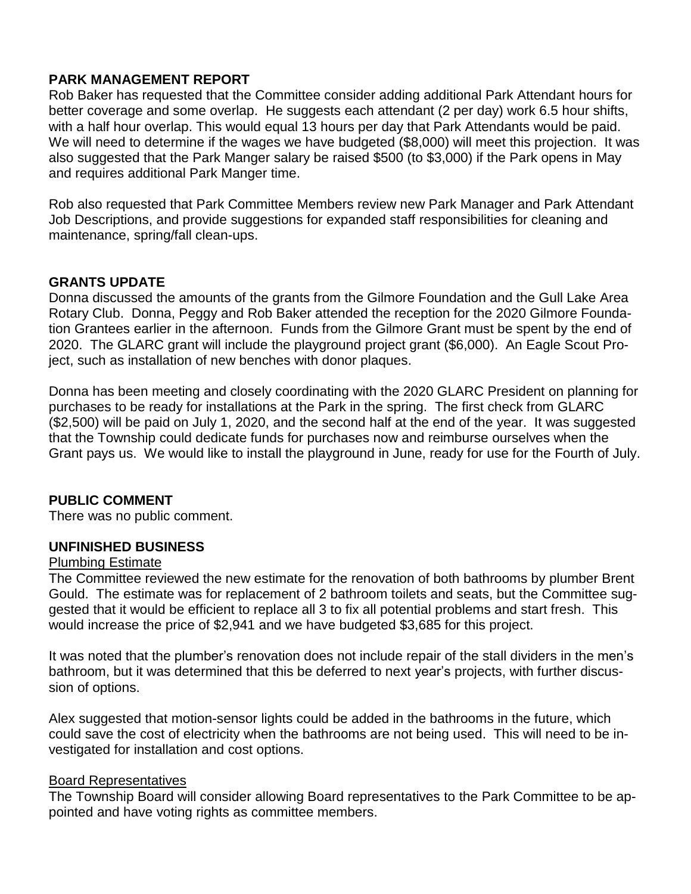## PARK MANAGEMENT REPORT

Rob Baker has requested that the Committee consider adding additional Park Attendant hours for better coverage and some overlap. He suggests each attendant (2 per day) work 6.5 hour shifts, with a half hour overlap. This would equal 13 hours per day that Park Attendants would be paid. We will need to determine if the wages we have budgeted ($8,000) will meet this projection. It was also suggested that the Park Manger salary be raised $500 (to $3,000) if the Park opens in May and requires additional Park Manger time.

Rob also requested that Park Committee Members review new Park Manager and Park Attendant Job Descriptions, and provide suggestions for expanded staff responsibilities for cleaning and maintenance, spring/fall clean-ups.

## GRANTS UPDATE

Donna discussed the amounts of the grants from the Gilmore Foundation and the Gull Lake Area Rotary Club. Donna, Peggy and Rob Baker attended the reception for the 2020 Gilmore Foundation Grantees earlier in the afternoon. Funds from the Gilmore Grant must be spent by the end of 2020. The GLARC grant will include the playground project grant ($6,000). An Eagle Scout Project, such as installation of new benches with donor plaques.

Donna has been meeting and closely coordinating with the 2020 GLARC President on planning for purchases to be ready for installations at the Park in the spring. The first check from GLARC ($2,500) will be paid on July 1, 2020, and the second half at the end of the year. It was suggested that the Township could dedicate funds for purchases now and reimburse ourselves when the Grant pays us. We would like to install the playground in June, ready for use for the Fourth of July.

## PUBLIC COMMENT

There was no public comment.

## UNFINISHED BUSINESS

Plumbing Estimate

The Committee reviewed the new estimate for the renovation of both bathrooms by plumber Brent Gould. The estimate was for replacement of 2 bathroom toilets and seats, but the Committee suggested that it would be efficient to replace all 3 to fix all potential problems and start fresh. This would increase the price of $2,941 and we have budgeted $3,685 for this project.

It was noted that the plumber's renovation does not include repair of the stall dividers in the men's bathroom, but it was determined that this be deferred to next year's projects, with further discussion of options.

Alex suggested that motion-sensor lights could be added in the bathrooms in the future, which could save the cost of electricity when the bathrooms are not being used. This will need to be investigated for installation and cost options.

Board Representatives

The Township Board will consider allowing Board representatives to the Park Committee to be appointed and have voting rights as committee members.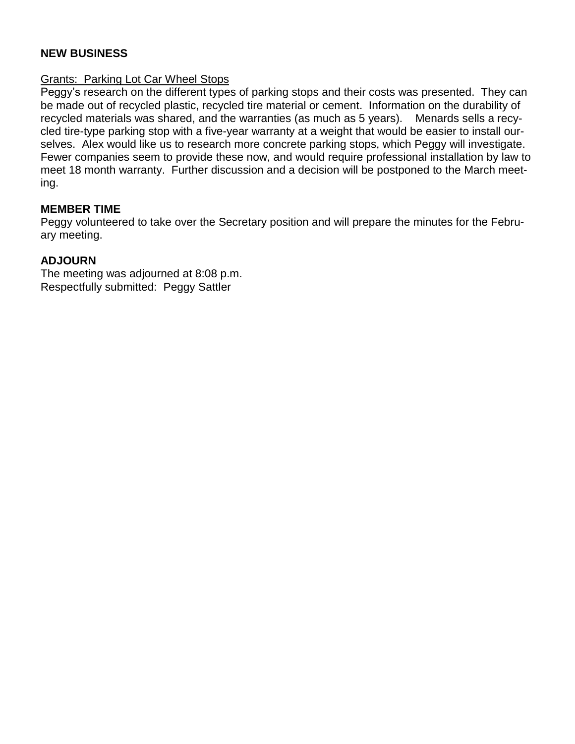## NEW BUSINESS

Grants: Parking Lot Car Wheel Stops

Peggy's research on the different types of parking stops and their costs was presented. They can be made out of recycled plastic, recycled tire material or cement. Information on the durability of recycled materials was shared, and the warranties (as much as 5 years). Menards sells a recycled tire-type parking stop with a five-year warranty at a weight that would be easier to install ourselves. Alex would like us to research more concrete parking stops, which Peggy will investigate. Fewer companies seem to provide these now, and would require professional installation by law to meet 18 month warranty. Further discussion and a decision will be postponed to the March meeting.

## MEMBER TIME

Peggy volunteered to take over the Secretary position and will prepare the minutes for the February meeting.

## ADJOURN

The meeting was adjourned at 8:08 p.m.
Respectfully submitted: Peggy Sattler